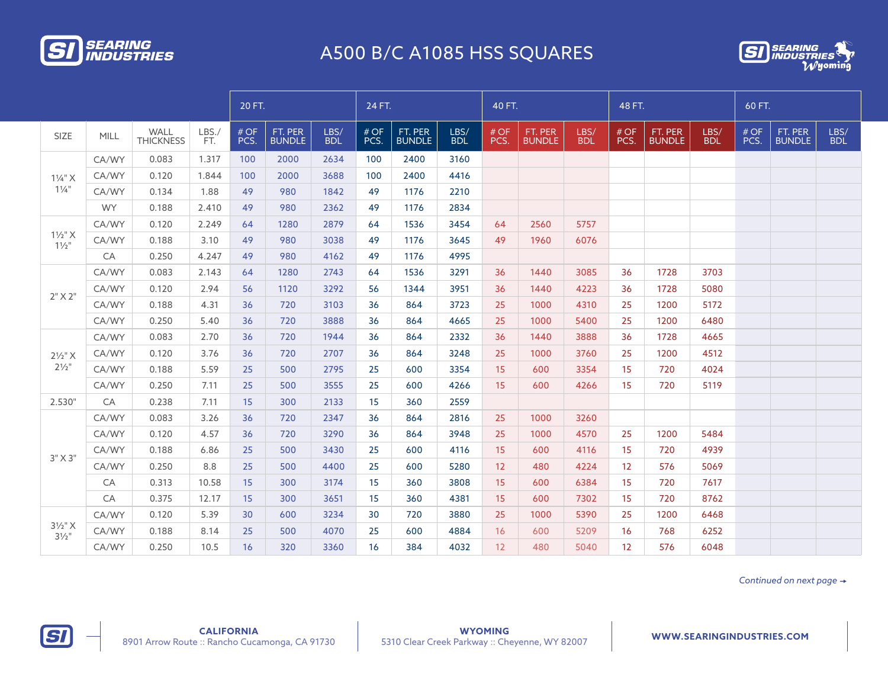# A500 B/C A1085 HSS SQUARES

| SIZE | MILL | WALL THICKNESS | LBS./ FT. | 20 FT. | | | 24 FT. | | | 40 FT. | | | 48 FT. | | | 60 FT. | | |
|---|---|---|---|---|---|---|---|---|---|---|---|---|---|---|---|---|---|---|
| | | | | # OF PCS. | FT. PER BUNDLE | LBS/ BDL | # OF PCS. | FT. PER BUNDLE | LBS/ BDL | # OF PCS. | FT. PER BUNDLE | LBS/ BDL | # OF PCS. | FT. PER BUNDLE | LBS/ BDL | # OF PCS. | FT. PER BUNDLE | LBS/ BDL |
| 1¼" X 1¼" | CA/WY | 0.083 | 1.317 | 100 | 2000 | 2634 | 100 | 2400 | 3160 | | | | | | | | | |
| | CA/WY | 0.120 | 1.844 | 100 | 2000 | 3688 | 100 | 2400 | 4416 | | | | | | | | | |
| | CA/WY | 0.134 | 1.88 | 49 | 980 | 1842 | 49 | 1176 | 2210 | | | | | | | | | |
| | WY | 0.188 | 2.410 | 49 | 980 | 2362 | 49 | 1176 | 2834 | | | | | | | | | |
| 1½" X 1½" | CA/WY | 0.120 | 2.249 | 64 | 1280 | 2879 | 64 | 1536 | 3454 | 64 | 2560 | 5757 | | | | | | |
| | CA/WY | 0.188 | 3.10 | 49 | 980 | 3038 | 49 | 1176 | 3645 | 49 | 1960 | 6076 | | | | | | |
| | CA | 0.250 | 4.247 | 49 | 980 | 4162 | 49 | 1176 | 4995 | | | | | | | | | |
| 2" X 2" | CA/WY | 0.083 | 2.143 | 64 | 1280 | 2743 | 64 | 1536 | 3291 | 36 | 1440 | 3085 | 36 | 1728 | 3703 | | | |
| | CA/WY | 0.120 | 2.94 | 56 | 1120 | 3292 | 56 | 1344 | 3951 | 36 | 1440 | 4223 | 36 | 1728 | 5080 | | | |
| | CA/WY | 0.188 | 4.31 | 36 | 720 | 3103 | 36 | 864 | 3723 | 25 | 1000 | 4310 | 25 | 1200 | 5172 | | | |
| | CA/WY | 0.250 | 5.40 | 36 | 720 | 3888 | 36 | 864 | 4665 | 25 | 1000 | 5400 | 25 | 1200 | 6480 | | | |
| 2½" X 2½" | CA/WY | 0.083 | 2.70 | 36 | 720 | 1944 | 36 | 864 | 2332 | 36 | 1440 | 3888 | 36 | 1728 | 4665 | | | |
| | CA/WY | 0.120 | 3.76 | 36 | 720 | 2707 | 36 | 864 | 3248 | 25 | 1000 | 3760 | 25 | 1200 | 4512 | | | |
| | CA/WY | 0.188 | 5.59 | 25 | 500 | 2795 | 25 | 600 | 3354 | 15 | 600 | 3354 | 15 | 720 | 4024 | | | |
| | CA/WY | 0.250 | 7.11 | 25 | 500 | 3555 | 25 | 600 | 4266 | 15 | 600 | 4266 | 15 | 720 | 5119 | | | |
| 2.530" | CA | 0.238 | 7.11 | 15 | 300 | 2133 | 15 | 360 | 2559 | | | | | | | | | |
| 3" X 3" | CA/WY | 0.083 | 3.26 | 36 | 720 | 2347 | 36 | 864 | 2816 | 25 | 1000 | 3260 | | | | | | |
| | CA/WY | 0.120 | 4.57 | 36 | 720 | 3290 | 36 | 864 | 3948 | 25 | 1000 | 4570 | 25 | 1200 | 5484 | | | |
| | CA/WY | 0.188 | 6.86 | 25 | 500 | 3430 | 25 | 600 | 4116 | 15 | 600 | 4116 | 15 | 720 | 4939 | | | |
| | CA/WY | 0.250 | 8.8 | 25 | 500 | 4400 | 25 | 600 | 5280 | 12 | 480 | 4224 | 12 | 576 | 5069 | | | |
| | CA | 0.313 | 10.58 | 15 | 300 | 3174 | 15 | 360 | 3808 | 15 | 600 | 6384 | 15 | 720 | 7617 | | | |
| | CA | 0.375 | 12.17 | 15 | 300 | 3651 | 15 | 360 | 4381 | 15 | 600 | 7302 | 15 | 720 | 8762 | | | |
| 3½" X 3½" | CA/WY | 0.120 | 5.39 | 30 | 600 | 3234 | 30 | 720 | 3880 | 25 | 1000 | 5390 | 25 | 1200 | 6468 | | | |
| | CA/WY | 0.188 | 8.14 | 25 | 500 | 4070 | 25 | 600 | 4884 | 16 | 600 | 5209 | 16 | 768 | 6252 | | | |
| | CA/WY | 0.250 | 10.5 | 16 | 320 | 3360 | 16 | 384 | 4032 | 12 | 480 | 5040 | 12 | 576 | 6048 | | | |

*Continued on next page →*

**CALIFORNIA**
8901 Arrow Route :: Rancho Cucamonga, CA 91730

**WYOMING**
5310 Clear Creek Parkway :: Cheyenne, WY 82007

**WWW.SEARINGINDUSTRIES.COM**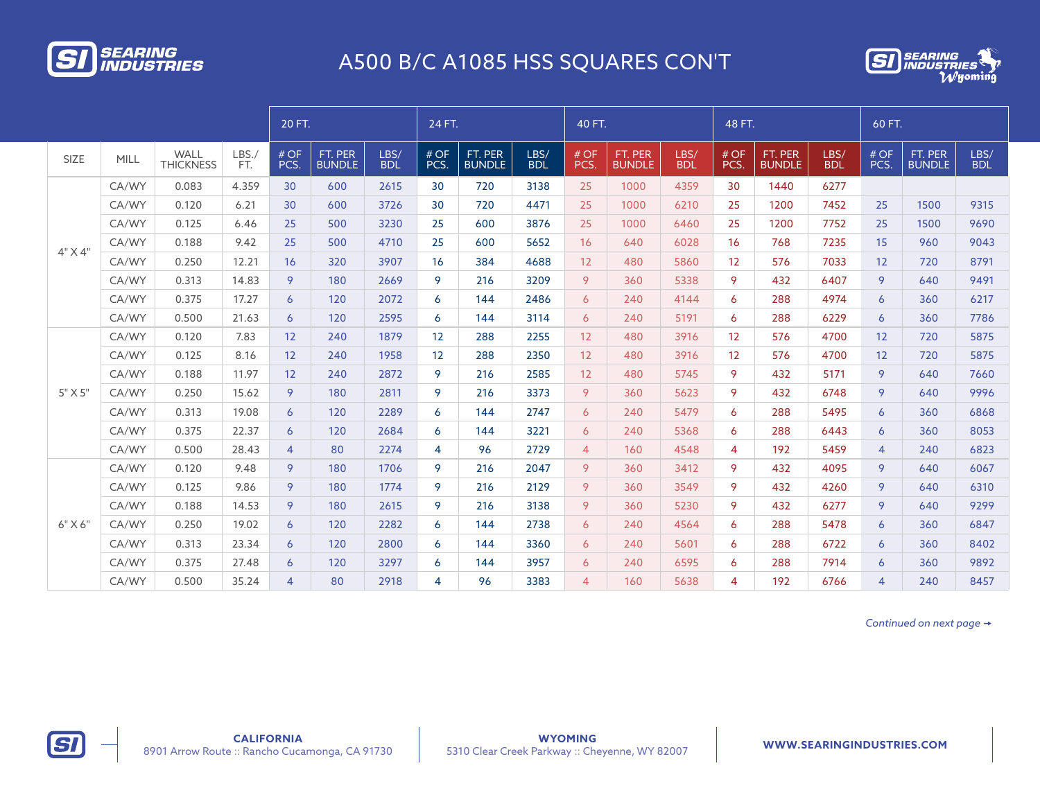# A500 B/C A1085 HSS SQUARES CON'T

| | | | | 20 FT. | | | 24 FT. | | | 40 FT. | | | 48 FT. | | | 60 FT. | | |
|---|---|---|---|---|---|---|---|---|---|---|---|---|---|---|---|---|---|---|
| SIZE | MILL | WALL THICKNESS | LBS./ FT. | # OF PCS. | FT. PER BUNDLE | LBS/ BDL | # OF PCS. | FT. PER BUNDLE | LBS/ BDL | # OF PCS. | FT. PER BUNDLE | LBS/ BDL | # OF PCS. | FT. PER BUNDLE | LBS/ BDL | # OF PCS. | FT. PER BUNDLE | LBS/ BDL |
| 4" X 4" | CA/WY | 0.083 | 4.359 | 30 | 600 | 2615 | 30 | 720 | 3138 | 25 | 1000 | 4359 | 30 | 1440 | 6277 | | | |
| | CA/WY | 0.120 | 6.21 | 30 | 600 | 3726 | 30 | 720 | 4471 | 25 | 1000 | 6210 | 25 | 1200 | 7452 | 25 | 1500 | 9315 |
| | CA/WY | 0.125 | 6.46 | 25 | 500 | 3230 | 25 | 600 | 3876 | 25 | 1000 | 6460 | 25 | 1200 | 7752 | 25 | 1500 | 9690 |
| | CA/WY | 0.188 | 9.42 | 25 | 500 | 4710 | 25 | 600 | 5652 | 16 | 640 | 6028 | 16 | 768 | 7235 | 15 | 960 | 9043 |
| | CA/WY | 0.250 | 12.21 | 16 | 320 | 3907 | 16 | 384 | 4688 | 12 | 480 | 5860 | 12 | 576 | 7033 | 12 | 720 | 8791 |
| | CA/WY | 0.313 | 14.83 | 9 | 180 | 2669 | 9 | 216 | 3209 | 9 | 360 | 5338 | 9 | 432 | 6407 | 9 | 640 | 9491 |
| | CA/WY | 0.375 | 17.27 | 6 | 120 | 2072 | 6 | 144 | 2486 | 6 | 240 | 4144 | 6 | 288 | 4974 | 6 | 360 | 6217 |
| | CA/WY | 0.500 | 21.63 | 6 | 120 | 2595 | 6 | 144 | 3114 | 6 | 240 | 5191 | 6 | 288 | 6229 | 6 | 360 | 7786 |
| 5" X 5" | CA/WY | 0.120 | 7.83 | 12 | 240 | 1879 | 12 | 288 | 2255 | 12 | 480 | 3916 | 12 | 576 | 4700 | 12 | 720 | 5875 |
| | CA/WY | 0.125 | 8.16 | 12 | 240 | 1958 | 12 | 288 | 2350 | 12 | 480 | 3916 | 12 | 576 | 4700 | 12 | 720 | 5875 |
| | CA/WY | 0.188 | 11.97 | 12 | 240 | 2872 | 9 | 216 | 2585 | 12 | 480 | 5745 | 9 | 432 | 5171 | 9 | 640 | 7660 |
| | CA/WY | 0.250 | 15.62 | 9 | 180 | 2811 | 9 | 216 | 3373 | 9 | 360 | 5623 | 9 | 432 | 6748 | 9 | 640 | 9996 |
| | CA/WY | 0.313 | 19.08 | 6 | 120 | 2289 | 6 | 144 | 2747 | 6 | 240 | 5479 | 6 | 288 | 5495 | 6 | 360 | 6868 |
| | CA/WY | 0.375 | 22.37 | 6 | 120 | 2684 | 6 | 144 | 3221 | 6 | 240 | 5368 | 6 | 288 | 6443 | 6 | 360 | 8053 |
| | CA/WY | 0.500 | 28.43 | 4 | 80 | 2274 | 4 | 96 | 2729 | 4 | 160 | 4548 | 4 | 192 | 5459 | 4 | 240 | 6823 |
| 6" X 6" | CA/WY | 0.120 | 9.48 | 9 | 180 | 1706 | 9 | 216 | 2047 | 9 | 360 | 3412 | 9 | 432 | 4095 | 9 | 640 | 6067 |
| | CA/WY | 0.125 | 9.86 | 9 | 180 | 1774 | 9 | 216 | 2129 | 9 | 360 | 3549 | 9 | 432 | 4260 | 9 | 640 | 6310 |
| | CA/WY | 0.188 | 14.53 | 9 | 180 | 2615 | 9 | 216 | 3138 | 9 | 360 | 5230 | 9 | 432 | 6277 | 9 | 640 | 9299 |
| | CA/WY | 0.250 | 19.02 | 6 | 120 | 2282 | 6 | 144 | 2738 | 6 | 240 | 4564 | 6 | 288 | 5478 | 6 | 360 | 6847 |
| | CA/WY | 0.313 | 23.34 | 6 | 120 | 2800 | 6 | 144 | 3360 | 6 | 240 | 5601 | 6 | 288 | 6722 | 6 | 360 | 8402 |
| | CA/WY | 0.375 | 27.48 | 6 | 120 | 3297 | 6 | 144 | 3957 | 6 | 240 | 6595 | 6 | 288 | 7914 | 6 | 360 | 9892 |
| | CA/WY | 0.500 | 35.24 | 4 | 80 | 2918 | 4 | 96 | 3383 | 4 | 160 | 5638 | 4 | 192 | 6766 | 4 | 240 | 8457 |

*Continued on next page →*

**CALIFORNIA**
8901 Arrow Route :: Rancho Cucamonga, CA 91730

**WYOMING**
5310 Clear Creek Parkway :: Cheyenne, WY 82007

**WWW.SEARINGINDUSTRIES.COM**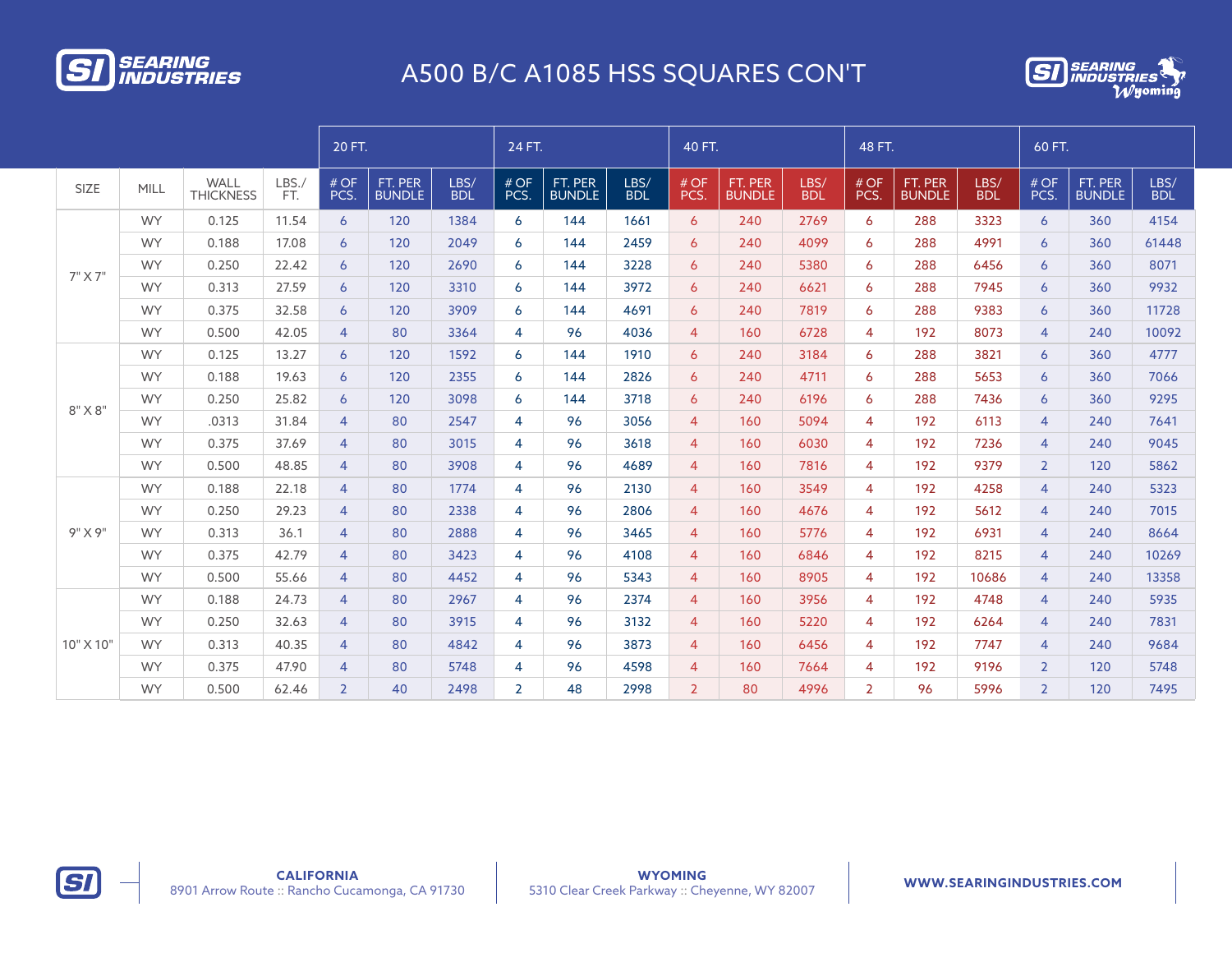# A500 B/C A1085 HSS SQUARES CON'T

| | | | | 20 FT. | | | 24 FT. | | | 40 FT. | | | 48 FT. | | | 60 FT. | | |
|---|---|---|---|---|---|---|---|---|---|---|---|---|---|---|---|---|---|---|
| SIZE | MILL | WALL THICKNESS | LBS./ FT. | # OF PCS. | FT. PER BUNDLE | LBS/ BDL | # OF PCS. | FT. PER BUNDLE | LBS/ BDL | # OF PCS. | FT. PER BUNDLE | LBS/ BDL | # OF PCS. | FT. PER BUNDLE | LBS/ BDL | # OF PCS. | FT. PER BUNDLE | LBS/ BDL |
| 7" X 7" | WY | 0.125 | 11.54 | 6 | 120 | 1384 | 6 | 144 | 1661 | 6 | 240 | 2769 | 6 | 288 | 3323 | 6 | 360 | 4154 |
| | WY | 0.188 | 17.08 | 6 | 120 | 2049 | 6 | 144 | 2459 | 6 | 240 | 4099 | 6 | 288 | 4991 | 6 | 360 | 61448 |
| | WY | 0.250 | 22.42 | 6 | 120 | 2690 | 6 | 144 | 3228 | 6 | 240 | 5380 | 6 | 288 | 6456 | 6 | 360 | 8071 |
| | WY | 0.313 | 27.59 | 6 | 120 | 3310 | 6 | 144 | 3972 | 6 | 240 | 6621 | 6 | 288 | 7945 | 6 | 360 | 9932 |
| | WY | 0.375 | 32.58 | 6 | 120 | 3909 | 6 | 144 | 4691 | 6 | 240 | 7819 | 6 | 288 | 9383 | 6 | 360 | 11728 |
| | WY | 0.500 | 42.05 | 4 | 80 | 3364 | 4 | 96 | 4036 | 4 | 160 | 6728 | 4 | 192 | 8073 | 4 | 240 | 10092 |
| 8" X 8" | WY | 0.125 | 13.27 | 6 | 120 | 1592 | 6 | 144 | 1910 | 6 | 240 | 3184 | 6 | 288 | 3821 | 6 | 360 | 4777 |
| | WY | 0.188 | 19.63 | 6 | 120 | 2355 | 6 | 144 | 2826 | 6 | 240 | 4711 | 6 | 288 | 5653 | 6 | 360 | 7066 |
| | WY | 0.250 | 25.82 | 6 | 120 | 3098 | 6 | 144 | 3718 | 6 | 240 | 6196 | 6 | 288 | 7436 | 6 | 360 | 9295 |
| | WY | .0313 | 31.84 | 4 | 80 | 2547 | 4 | 96 | 3056 | 4 | 160 | 5094 | 4 | 192 | 6113 | 4 | 240 | 7641 |
| | WY | 0.375 | 37.69 | 4 | 80 | 3015 | 4 | 96 | 3618 | 4 | 160 | 6030 | 4 | 192 | 7236 | 4 | 240 | 9045 |
| | WY | 0.500 | 48.85 | 4 | 80 | 3908 | 4 | 96 | 4689 | 4 | 160 | 7816 | 4 | 192 | 9379 | 2 | 120 | 5862 |
| 9" X 9" | WY | 0.188 | 22.18 | 4 | 80 | 1774 | 4 | 96 | 2130 | 4 | 160 | 3549 | 4 | 192 | 4258 | 4 | 240 | 5323 |
| | WY | 0.250 | 29.23 | 4 | 80 | 2338 | 4 | 96 | 2806 | 4 | 160 | 4676 | 4 | 192 | 5612 | 4 | 240 | 7015 |
| | WY | 0.313 | 36.1 | 4 | 80 | 2888 | 4 | 96 | 3465 | 4 | 160 | 5776 | 4 | 192 | 6931 | 4 | 240 | 8664 |
| | WY | 0.375 | 42.79 | 4 | 80 | 3423 | 4 | 96 | 4108 | 4 | 160 | 6846 | 4 | 192 | 8215 | 4 | 240 | 10269 |
| | WY | 0.500 | 55.66 | 4 | 80 | 4452 | 4 | 96 | 5343 | 4 | 160 | 8905 | 4 | 192 | 10686 | 4 | 240 | 13358 |
| 10" X 10" | WY | 0.188 | 24.73 | 4 | 80 | 2967 | 4 | 96 | 2374 | 4 | 160 | 3956 | 4 | 192 | 4748 | 4 | 240 | 5935 |
| | WY | 0.250 | 32.63 | 4 | 80 | 3915 | 4 | 96 | 3132 | 4 | 160 | 5220 | 4 | 192 | 6264 | 4 | 240 | 7831 |
| | WY | 0.313 | 40.35 | 4 | 80 | 4842 | 4 | 96 | 3873 | 4 | 160 | 6456 | 4 | 192 | 7747 | 4 | 240 | 9684 |
| | WY | 0.375 | 47.90 | 4 | 80 | 5748 | 4 | 96 | 4598 | 4 | 160 | 7664 | 4 | 192 | 9196 | 2 | 120 | 5748 |
| | WY | 0.500 | 62.46 | 2 | 40 | 2498 | 2 | 48 | 2998 | 2 | 80 | 4996 | 2 | 96 | 5996 | 2 | 120 | 7495 |

**CALIFORNIA**
8901 Arrow Route :: Rancho Cucamonga, CA 91730

**WYOMING**
5310 Clear Creek Parkway :: Cheyenne, WY 82007

**WWW.SEARINGINDUSTRIES.COM**